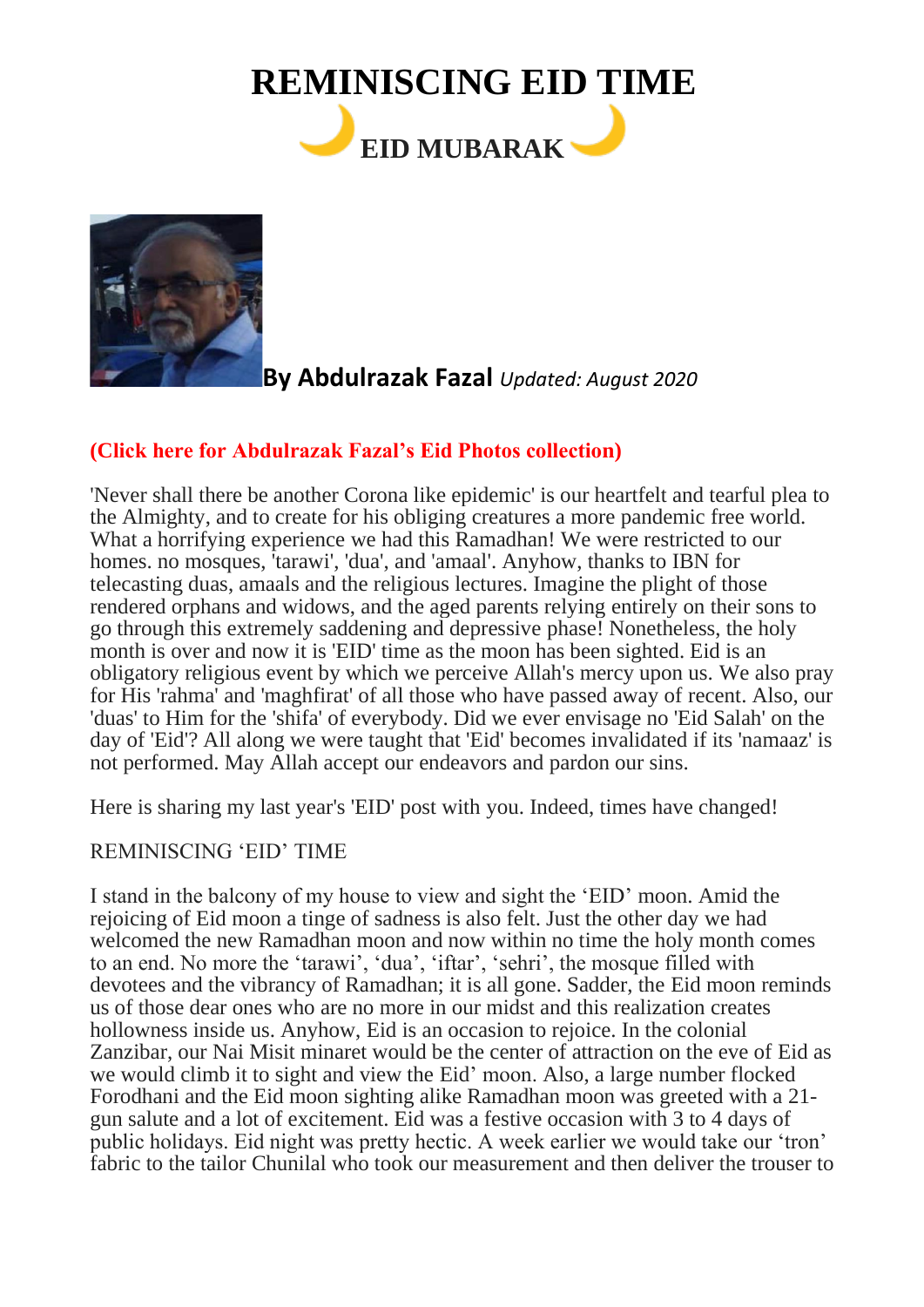# REMINISCING EID TIME

## EID MUBARAK

**By Abdulrazak Fazal** *Updated: August 2020*

**(Click here for Abdulrazak Fazal's Eid Photos collection)**

'Never shall there be another Corona like epidemic' is our heartfelt and tearful plea to the Almighty, and to create for his obliging creatures a more pandemic free world. What a horrifying experience we had this Ramadhan! We were restricted to our homes. no mosques, 'tarawi', 'dua', and 'amaal'. Anyhow, thanks to IBN for telecasting duas, amaals and the religious lectures. Imagine the plight of those rendered orphans and widows, and the aged parents relying entirely on their sons to go through this extremely saddening and depressive phase! Nonetheless, the holy month is over and now it is 'EID' time as the moon has been sighted. Eid is an obligatory religious event by which we perceive Allah's mercy upon us. We also pray for His 'rahma' and 'maghfirat' of all those who have passed away of recent. Also, our 'duas' to Him for the 'shifa' of everybody. Did we ever envisage no 'Eid Salah' on the day of 'Eid'? All along we were taught that 'Eid' becomes invalidated if its 'namaaz' is not performed. May Allah accept our endeavors and pardon our sins.

Here is sharing my last year's 'EID' post with you. Indeed, times have changed!

REMINISCING 'EID' TIME

I stand in the balcony of my house to view and sight the 'EID' moon. Amid the rejoicing of Eid moon a tinge of sadness is also felt. Just the other day we had welcomed the new Ramadhan moon and now within no time the holy month comes to an end. No more the 'tarawi', 'dua', 'iftar', 'sehri', the mosque filled with devotees and the vibrancy of Ramadhan; it is all gone. Sadder, the Eid moon reminds us of those dear ones who are no more in our midst and this realization creates hollowness inside us. Anyhow, Eid is an occasion to rejoice. In the colonial Zanzibar, our Nai Misit minaret would be the center of attraction on the eve of Eid as we would climb it to sight and view the Eid' moon. Also, a large number flocked Forodhani and the Eid moon sighting alike Ramadhan moon was greeted with a 21-gun salute and a lot of excitement. Eid was a festive occasion with 3 to 4 days of public holidays. Eid night was pretty hectic. A week earlier we would take our 'tron' fabric to the tailor Chunilal who took our measurement and then deliver the trouser to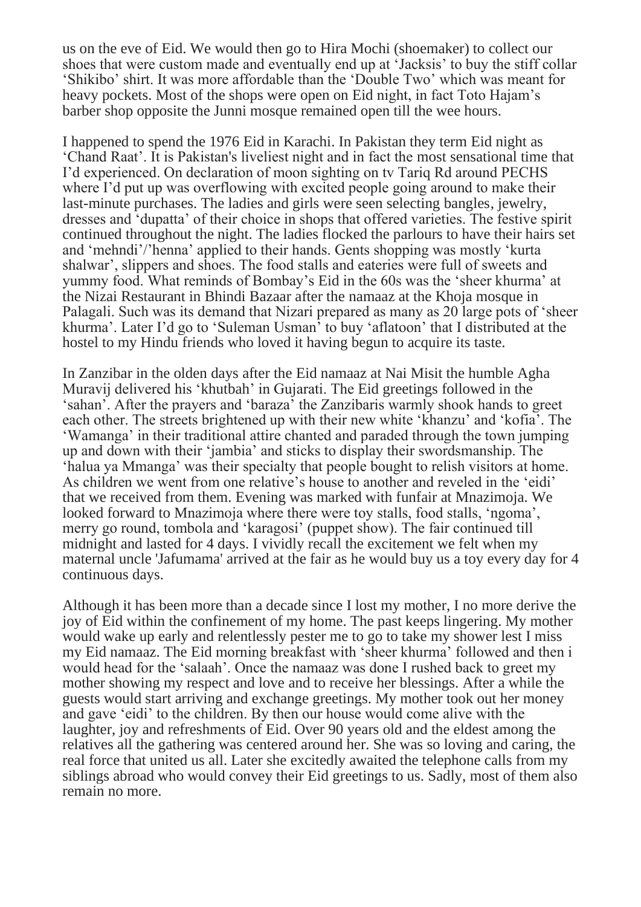us on the eve of Eid. We would then go to Hira Mochi (shoemaker) to collect our shoes that were custom made and eventually end up at 'Jacksis' to buy the stiff collar 'Shikibo' shirt. It was more affordable than the 'Double Two' which was meant for heavy pockets. Most of the shops were open on Eid night, in fact Toto Hajam's barber shop opposite the Junni mosque remained open till the wee hours.

I happened to spend the 1976 Eid in Karachi. In Pakistan they term Eid night as 'Chand Raat'. It is Pakistan's liveliest night and in fact the most sensational time that I'd experienced. On declaration of moon sighting on tv Tariq Rd around PECHS where I'd put up was overflowing with excited people going around to make their last-minute purchases. The ladies and girls were seen selecting bangles, jewelry, dresses and 'dupatta' of their choice in shops that offered varieties. The festive spirit continued throughout the night. The ladies flocked the parlours to have their hairs set and 'mehndi'/'henna' applied to their hands. Gents shopping was mostly 'kurta shalwar', slippers and shoes. The food stalls and eateries were full of sweets and yummy food. What reminds of Bombay's Eid in the 60s was the 'sheer khurma' at the Nizai Restaurant in Bhindi Bazaar after the namaaz at the Khoja mosque in Palagali. Such was its demand that Nizari prepared as many as 20 large pots of 'sheer khurma'. Later I'd go to 'Suleman Usman' to buy 'aflatoon' that I distributed at the hostel to my Hindu friends who loved it having begun to acquire its taste.

In Zanzibar in the olden days after the Eid namaaz at Nai Misit the humble Agha Muravij delivered his 'khutbah' in Gujarati. The Eid greetings followed in the 'sahan'. After the prayers and 'baraza' the Zanzibaris warmly shook hands to greet each other. The streets brightened up with their new white 'khanzu' and 'kofia'. The 'Wamanga' in their traditional attire chanted and paraded through the town jumping up and down with their 'jambia' and sticks to display their swordsmanship. The 'halua ya Mmanga' was their specialty that people bought to relish visitors at home. As children we went from one relative's house to another and reveled in the 'eidi' that we received from them. Evening was marked with funfair at Mnazimoja. We looked forward to Mnazimoja where there were toy stalls, food stalls, 'ngoma', merry go round, tombola and 'karagosi' (puppet show). The fair continued till midnight and lasted for 4 days. I vividly recall the excitement we felt when my maternal uncle 'Jafumama' arrived at the fair as he would buy us a toy every day for 4 continuous days.

Although it has been more than a decade since I lost my mother, I no more derive the joy of Eid within the confinement of my home. The past keeps lingering. My mother would wake up early and relentlessly pester me to go to take my shower lest I miss my Eid namaaz. The Eid morning breakfast with 'sheer khurma' followed and then i would head for the 'salaah'. Once the namaaz was done I rushed back to greet my mother showing my respect and love and to receive her blessings. After a while the guests would start arriving and exchange greetings. My mother took out her money and gave 'eidi' to the children. By then our house would come alive with the laughter, joy and refreshments of Eid. Over 90 years old and the eldest among the relatives all the gathering was centered around her. She was so loving and caring, the real force that united us all. Later she excitedly awaited the telephone calls from my siblings abroad who would convey their Eid greetings to us. Sadly, most of them also remain no more.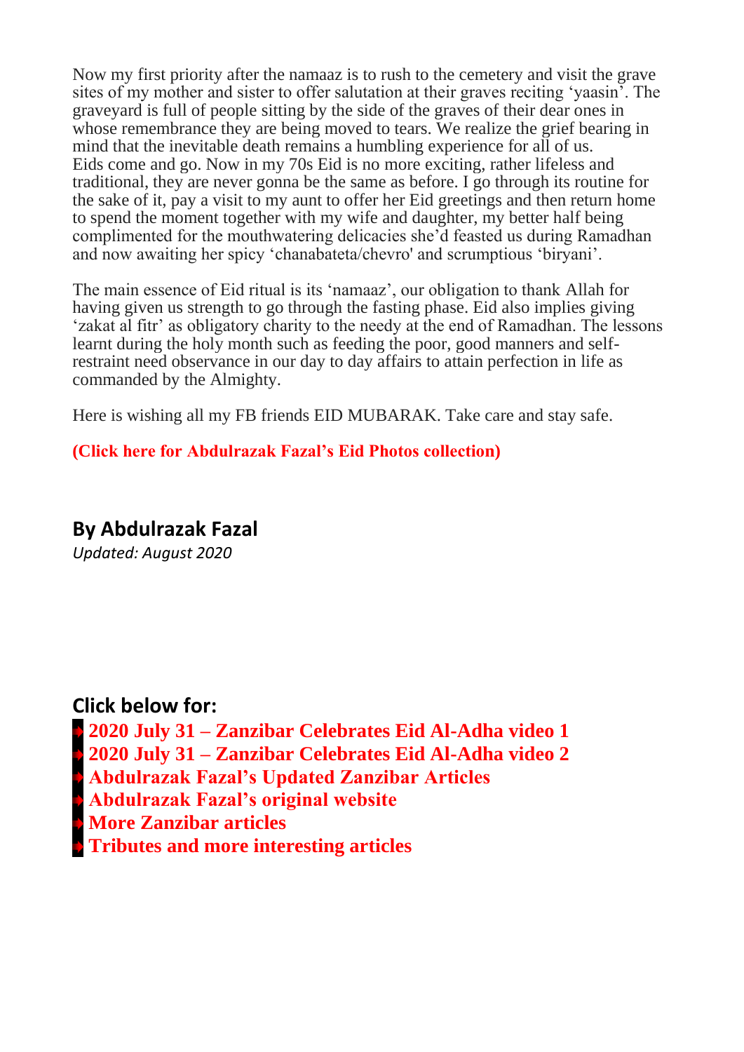Now my first priority after the namaaz is to rush to the cemetery and visit the grave sites of my mother and sister to offer salutation at their graves reciting 'yaasin'. The graveyard is full of people sitting by the side of the graves of their dear ones in whose remembrance they are being moved to tears. We realize the grief bearing in mind that the inevitable death remains a humbling experience for all of us.
Eids come and go. Now in my 70s Eid is no more exciting, rather lifeless and traditional, they are never gonna be the same as before. I go through its routine for the sake of it, pay a visit to my aunt to offer her Eid greetings and then return home to spend the moment together with my wife and daughter, my better half being complimented for the mouthwatering delicacies she'd feasted us during Ramadhan and now awaiting her spicy 'chanabateta/chevro' and scrumptious 'biryani'.

The main essence of Eid ritual is its 'namaaz', our obligation to thank Allah for having given us strength to go through the fasting phase. Eid also implies giving 'zakat al fitr' as obligatory charity to the needy at the end of Ramadhan. The lessons learnt during the holy month such as feeding the poor, good manners and self-restraint need observance in our day to day affairs to attain perfection in life as commanded by the Almighty.

Here is wishing all my FB friends EID MUBARAK. Take care and stay safe.

**(Click here for Abdulrazak Fazal's Eid Photos collection)**

## By Abdulrazak Fazal

*Updated: August 2020*

## Click below for:

- **2020 July 31 – Zanzibar Celebrates Eid Al-Adha video 1**
- **2020 July 31 – Zanzibar Celebrates Eid Al-Adha video 2**
- **Abdulrazak Fazal's Updated Zanzibar Articles**
- **Abdulrazak Fazal's original website**
- **More Zanzibar articles**
- **Tributes and more interesting articles**